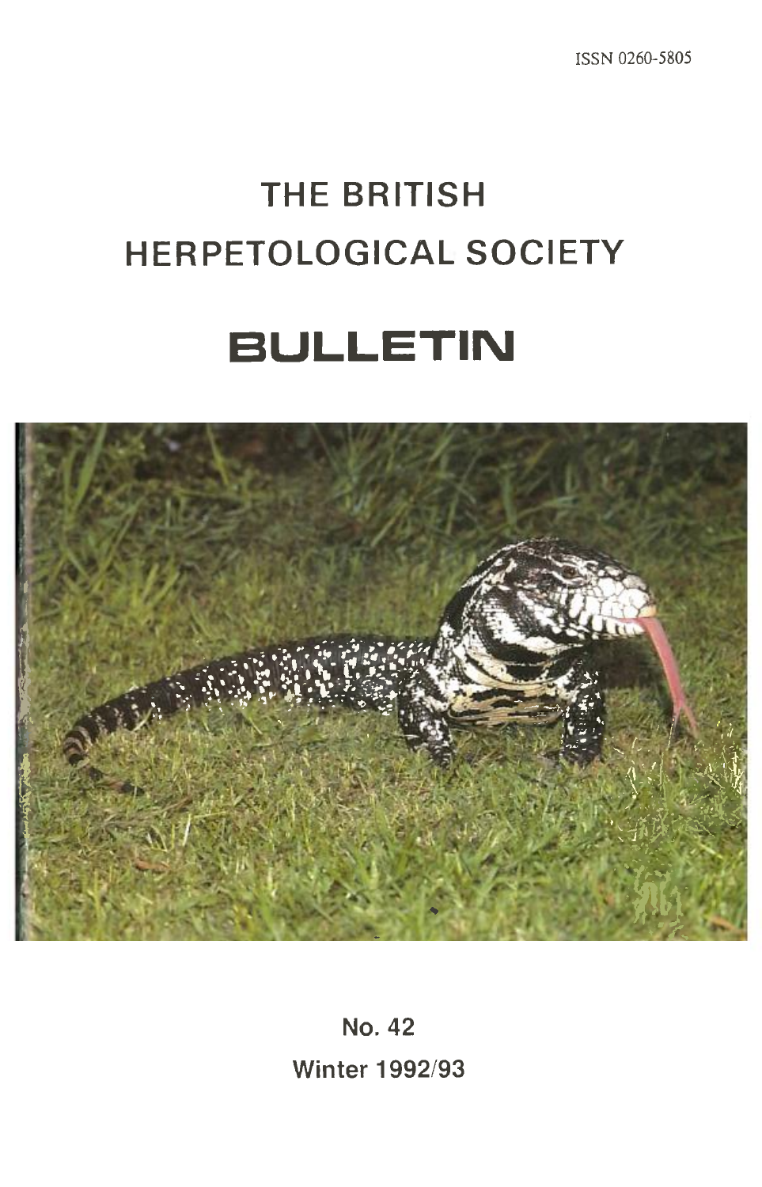ISSN 0260-5805

# THE BRITISH HERPETOLOGICAL SOCIETY

# BULLETIN

No. 42

Winter 1992/93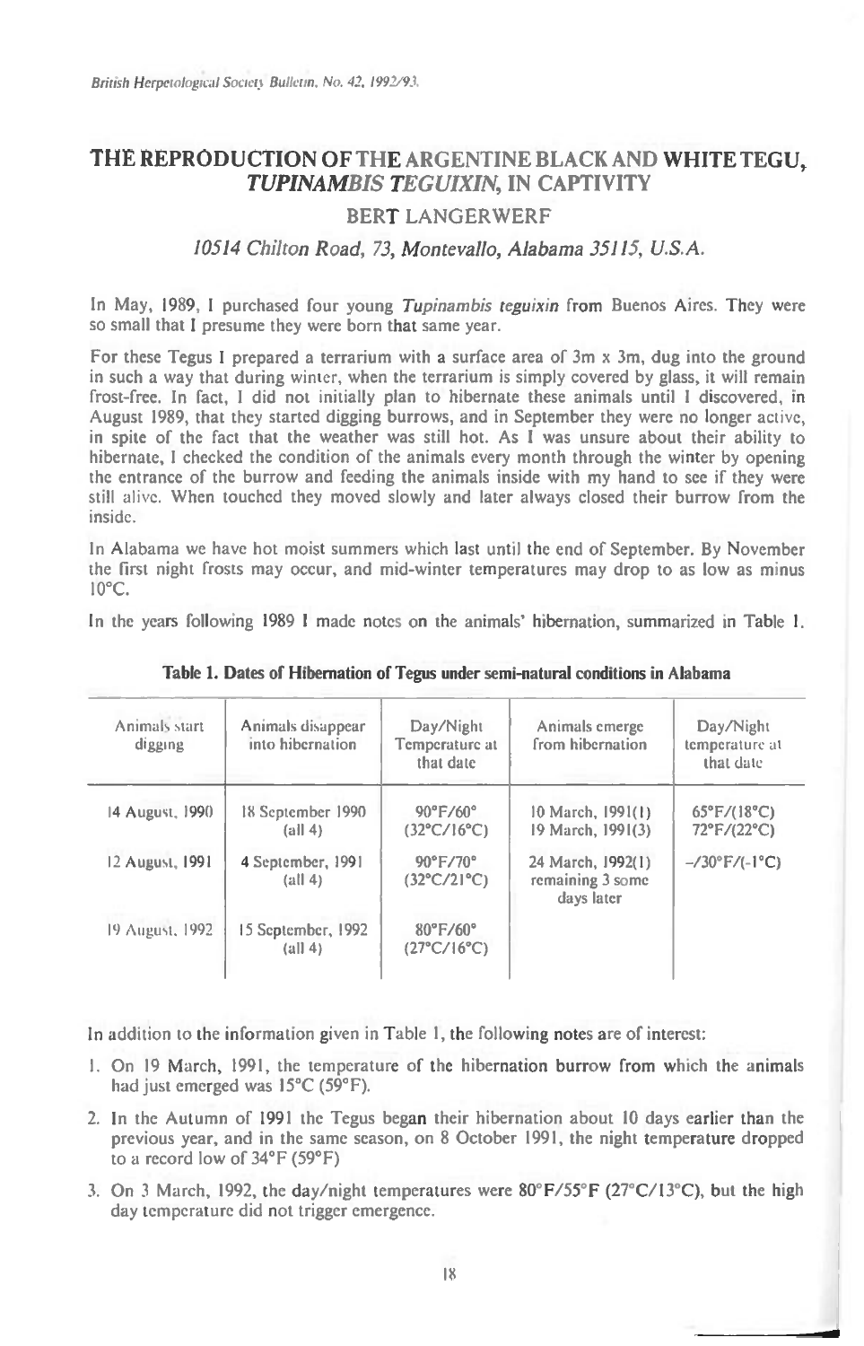# THE REPRODUCTION OF THE ARGENTINE BLACK AND WHITE TEGU, *TUPINAMBIS TEGUIXIN*, IN CAPTIVITY

## BERT LANGERWERF

*10514 Chilton Road, 73, Montevallo, Alabama 35115, U.S.A.*

In May, 1989, I purchased four young *Tupinambis teguixin* from Buenos Aires. They were so small that I presume they were born that same year.

For these Tegus I prepared a terrarium with a surface area of 3m x 3m, dug into the ground in such a way that during winter, when the terrarium is simply covered by glass, it will remain frost-free. In fact, I did not initially plan to hibernate these animals until I discovered, in August 1989, that they started digging burrows, and in September they were no longer active, in spite of the fact that the weather was still hot. As I was unsure about their ability to hibernate, I checked the condition of the animals every month through the winter by opening the entrance of the burrow and feeding the animals inside with my hand to see if they were still alive. When touched they moved slowly and later always closed their burrow from the inside.

In Alabama we have hot moist summers which last until the end of September. By November the first night frosts may occur, and mid-winter temperatures may drop to as low as minus 10°C.

In the years following 1989 I made notes on the animals' hibernation, summarized in Table 1.

**Table 1. Dates of Hibernation of Tegus under semi-natural conditions in Alabama**

| Animals start digging | Animals disappear into hibernation | Day/Night Temperature at that date | Animals emerge from hibernation | Day/Night temperature at that date |
|---|---|---|---|---|
| 14 August, 1990 | 18 September 1990 (all 4) | 90°F/60° (32°C/16°C) | 10 March, 1991(1)<br>19 March, 1991(3) | 65°F/(18°C)<br>72°F/(22°C) |
| 12 August, 1991 | 4 September, 1991 (all 4) | 90°F/70° (32°C/21°C) | 24 March, 1992(1) remaining 3 some days later | –/30°F/(-1°C) |
| 19 August, 1992 | 15 September, 1992 (all 4) | 80°F/60° (27°C/16°C) | | |

In addition to the information given in Table 1, the following notes are of interest:

1. On 19 March, 1991, the temperature of the hibernation burrow from which the animals had just emerged was 15°C (59°F).
2. In the Autumn of 1991 the Tegus began their hibernation about 10 days earlier than the previous year, and in the same season, on 8 October 1991, the night temperature dropped to a record low of 34°F (59°F)
3. On 3 March, 1992, the day/night temperatures were 80°F/55°F (27°C/13°C), but the high day temperature did not trigger emergence.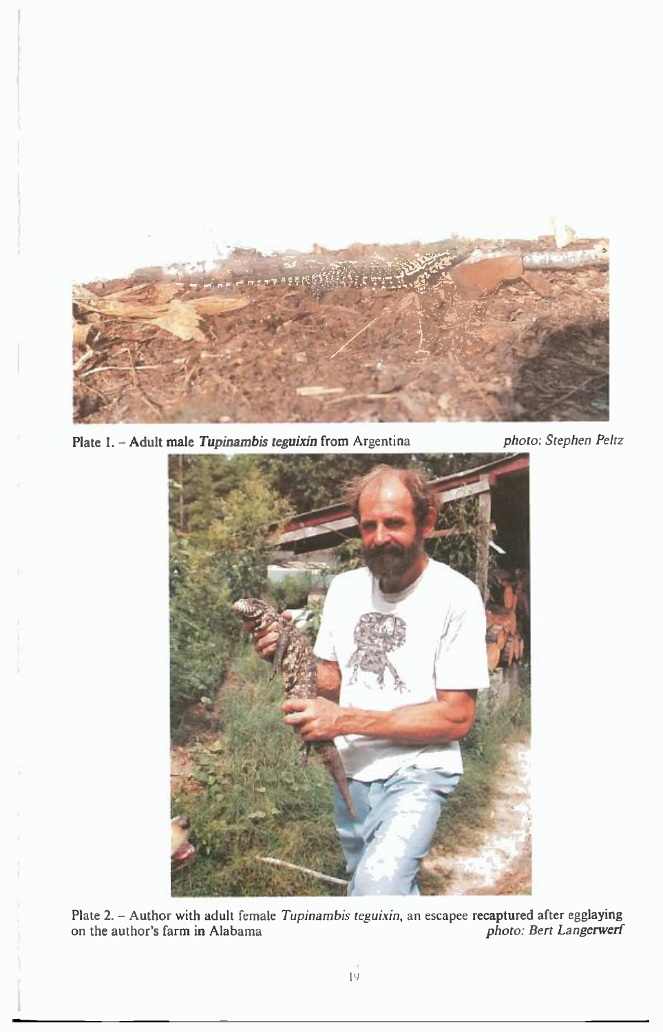Plate 1. – Adult male *Tupinambis teguixin* from Argentina *photo: Stephen Peltz*

Plate 2. – Author with adult female *Tupinambis teguixin*, an escapee recaptured after egglaying on the author's farm in Alabama *photo: Bert Langerwerf*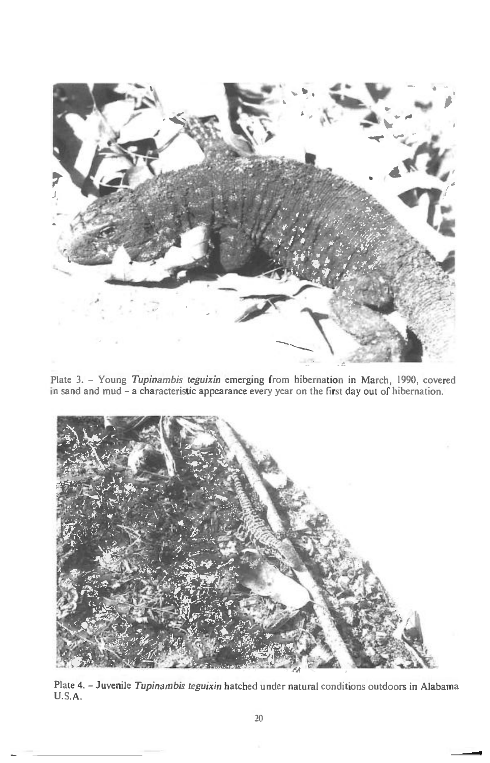Plate 3. – Young *Tupinambis teguixin* emerging from hibernation in March, 1990, covered in sand and mud – a characteristic appearance every year on the first day out of hibernation.

Plate 4. – Juvenile *Tupinambis teguixin* hatched under natural conditions outdoors in Alabama U.S.A.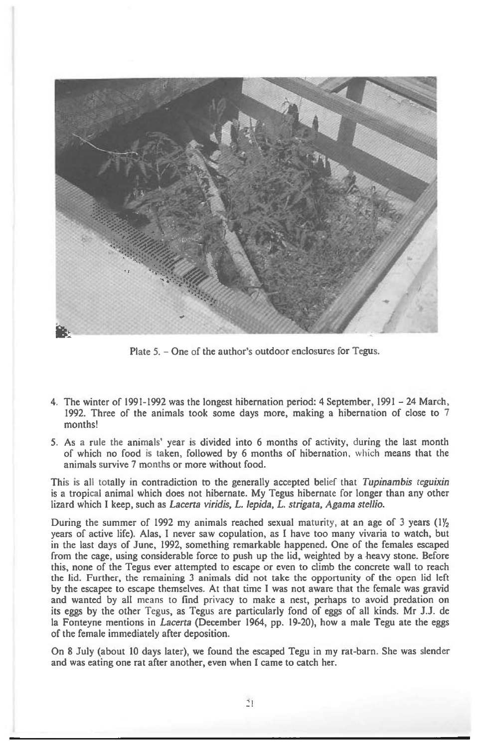Plate 5. – One of the author's outdoor enclosures for Tegus.

4. The winter of 1991-1992 was the longest hibernation period: 4 September, 1991 – 24 March, 1992. Three of the animals took some days more, making a hibernation of close to 7 months!

5. As a rule the animals' year is divided into 6 months of activity, during the last month of which no food is taken, followed by 6 months of hibernation, which means that the animals survive 7 months or more without food.

This is all totally in contradiction to the generally accepted belief that *Tupinambis teguixin* is a tropical animal which does not hibernate. My Tegus hibernate for longer than any other lizard which I keep, such as *Lacerta viridis, L. lepida, L. strigata, Agama stellio.*

During the summer of 1992 my animals reached sexual maturity, at an age of 3 years (1½ years of active life). Alas, I never saw copulation, as I have too many vivaria to watch, but in the last days of June, 1992, something remarkable happened. One of the females escaped from the cage, using considerable force to push up the lid, weighted by a heavy stone. Before this, none of the Tegus ever attempted to escape or even to climb the concrete wall to reach the lid. Further, the remaining 3 animals did not take the opportunity of the open lid left by the escapee to escape themselves. At that time I was not aware that the female was gravid and wanted by all means to find privacy to make a nest, perhaps to avoid predation on its eggs by the other Tegus, as Tegus are particularly fond of eggs of all kinds. Mr J.J. de la Fonteyne mentions in *Lacerta* (December 1964, pp. 19-20), how a male Tegu ate the eggs of the female immediately after deposition.

On 8 July (about 10 days later), we found the escaped Tegu in my rat-barn. She was slender and was eating one rat after another, even when I came to catch her.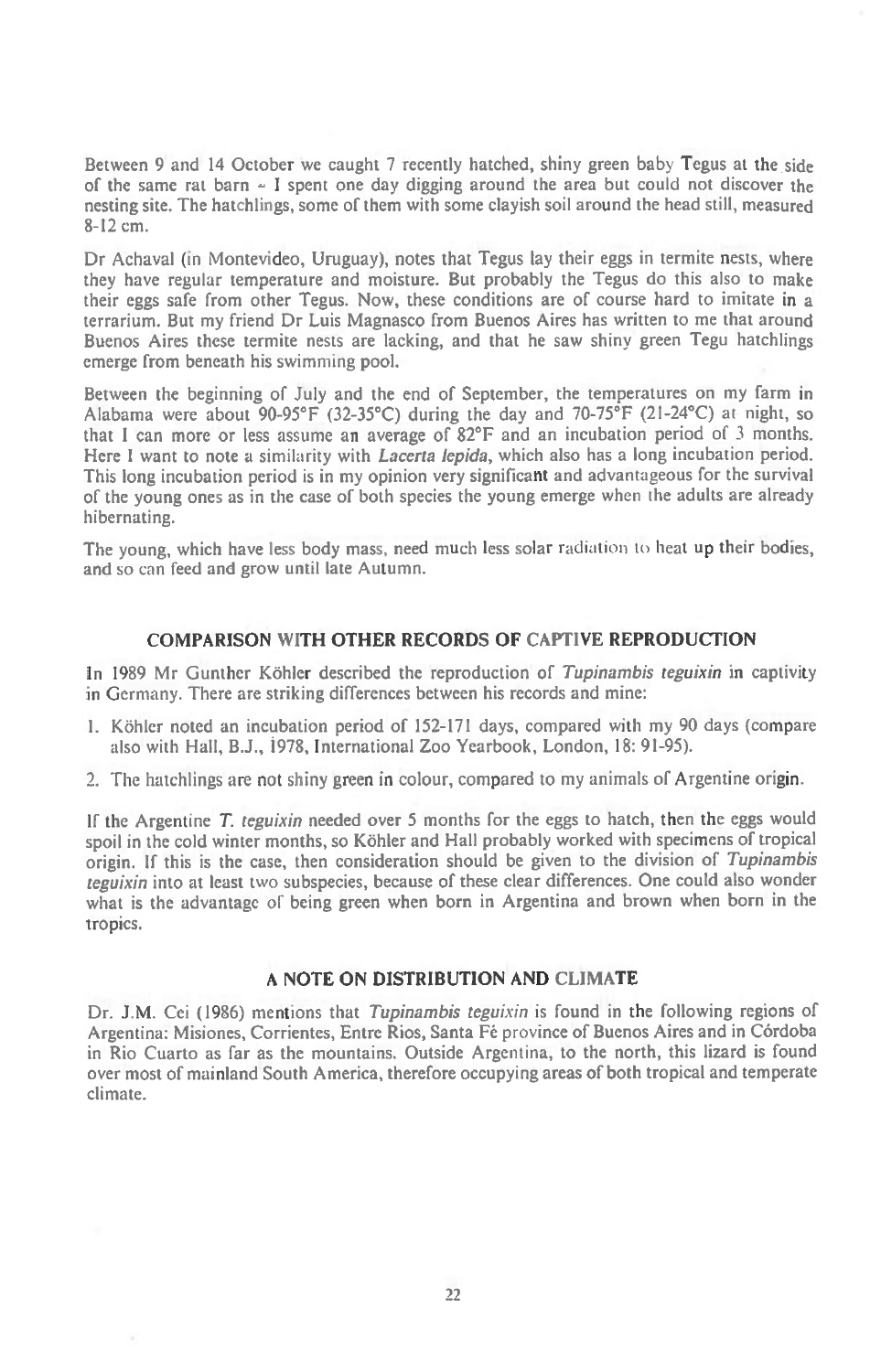Between 9 and 14 October we caught 7 recently hatched, shiny green baby Tegus at the side of the same rat barn – I spent one day digging around the area but could not discover the nesting site. The hatchlings, some of them with some clayish soil around the head still, measured 8-12 cm.

Dr Achaval (in Montevideo, Uruguay), notes that Tegus lay their eggs in termite nests, where they have regular temperature and moisture. But probably the Tegus do this also to make their eggs safe from other Tegus. Now, these conditions are of course hard to imitate in a terrarium. But my friend Dr Luis Magnasco from Buenos Aires has written to me that around Buenos Aires these termite nests are lacking, and that he saw shiny green Tegu hatchlings emerge from beneath his swimming pool.

Between the beginning of July and the end of September, the temperatures on my farm in Alabama were about 90-95°F (32-35°C) during the day and 70-75°F (21-24°C) at night, so that I can more or less assume an average of 82°F and an incubation period of 3 months. Here I want to note a similarity with *Lacerta lepida*, which also has a long incubation period. This long incubation period is in my opinion very significant and advantageous for the survival of the young ones as in the case of both species the young emerge when the adults are already hibernating.

The young, which have less body mass, need much less solar radiation to heat up their bodies, and so can feed and grow until late Autumn.

## COMPARISON WITH OTHER RECORDS OF CAPTIVE REPRODUCTION

In 1989 Mr Gunther Köhler described the reproduction of *Tupinambis teguixin* in captivity in Germany. There are striking differences between his records and mine:

1. Köhler noted an incubation period of 152-171 days, compared with my 90 days (compare also with Hall, B.J., 1978, International Zoo Yearbook, London, 18: 91-95).
2. The hatchlings are not shiny green in colour, compared to my animals of Argentine origin.

If the Argentine *T. teguixin* needed over 5 months for the eggs to hatch, then the eggs would spoil in the cold winter months, so Köhler and Hall probably worked with specimens of tropical origin. If this is the case, then consideration should be given to the division of *Tupinambis teguixin* into at least two subspecies, because of these clear differences. One could also wonder what is the advantage of being green when born in Argentina and brown when born in the tropics.

## A NOTE ON DISTRIBUTION AND CLIMATE

Dr. J.M. Cei (1986) mentions that *Tupinambis teguixin* is found in the following regions of Argentina: Misiones, Corrientes, Entre Rios, Santa Fé province of Buenos Aires and in Córdoba in Rio Cuarto as far as the mountains. Outside Argentina, to the north, this lizard is found over most of mainland South America, therefore occupying areas of both tropical and temperate climate.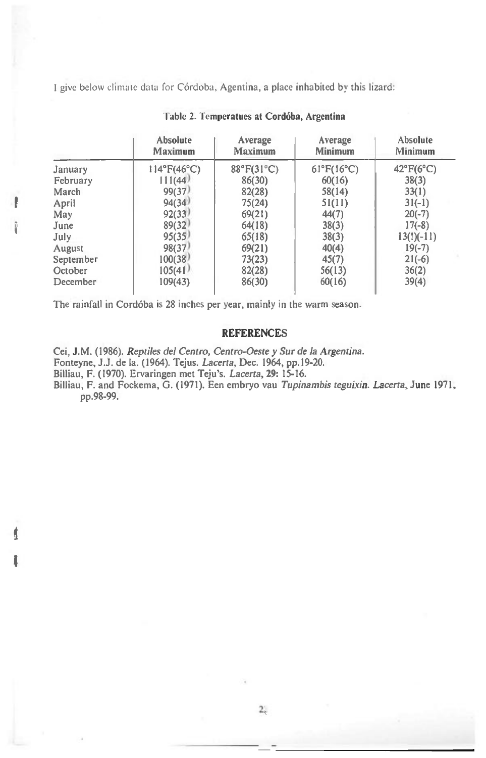I give below climate data for Córdoba, Agentina, a place inhabited by this lizard:

**Table 2. Temperatues at Cordóba, Argentina**

| | Absolute Maximum | Average Maximum | Average Minimum | Absolute Minimum |
|---|---|---|---|---|
| January | 114°F(46°C) | 88°F(31°C) | 61°F(16°C) | 42°F(6°C) |
| February | 111(44) | 86(30) | 60(16) | 38(3) |
| March | 99(37) | 82(28) | 58(14) | 33(1) |
| April | 94(34) | 75(24) | 51(11) | 31(-1) |
| May | 92(33) | 69(21) | 44(7) | 20(-7) |
| June | 89(32) | 64(18) | 38(3) | 17(-8) |
| July | 95(35) | 65(18) | 38(3) | 13(!)(-11) |
| August | 98(37) | 69(21) | 40(4) | 19(-7) |
| September | 100(38) | 73(23) | 45(7) | 21(-6) |
| October | 105(41) | 82(28) | 56(13) | 36(2) |
| December | 109(43) | 86(30) | 60(16) | 39(4) |

The rainfall in Cordóba is 28 inches per year, mainly in the warm season.

## REFERENCES

Cei, J.M. (1986). *Reptiles del Centro, Centro-Oeste y Sur de la Argentina.*

Fonteyne, J.J. de la. (1964). Tejus. *Lacerta*, Dec. 1964, pp.19-20.

Billiau, F. (1970). Ervaringen met Teju's. *Lacerta*, **29:** 15-16.

Billiau, F. and Fockema, G. (1971). Een embryo vau *Tupinambis teguixin*. *Lacerta*, June 1971, pp.98-99.